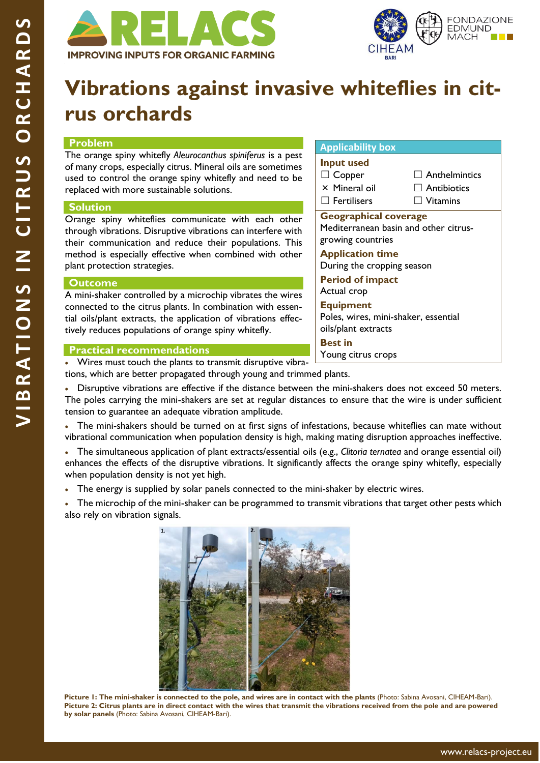# Vibrations against invasive whiteflies in citrus orchards

## Problem

The orange spiny whitefly *Aleurocanthus spiniferus* is a pest of many crops, especially citrus. Mineral oils are sometimes used to control the orange spiny whitefly and need to be replaced with more sustainable solutions.

## Solution

Orange spiny whiteflies communicate with each other through vibrations. Disruptive vibrations can interfere with their communication and reduce their populations. This method is especially effective when combined with other plant protection strategies.

## Outcome

A mini-shaker controlled by a microchip vibrates the wires connected to the citrus plants. In combination with essential oils/plant extracts, the application of vibrations effectively reduces populations of orange spiny whitefly.

## Applicability box

**Input used**

- ☐ Copper
- × Mineral oil
- ☐ Fertilisers
- ☐ Anthelmintics
- ☐ Antibiotics
- ☐ Vitamins

**Geographical coverage**
Mediterranean basin and other citrus-growing countries

**Application time**
During the cropping season

**Period of impact**
Actual crop

**Equipment**
Poles, wires, mini-shaker, essential oils/plant extracts

**Best in**
Young citrus crops

## Practical recommendations

- Wires must touch the plants to transmit disruptive vibrations, which are better propagated through young and trimmed plants.
- Disruptive vibrations are effective if the distance between the mini-shakers does not exceed 50 meters. The poles carrying the mini-shakers are set at regular distances to ensure that the wire is under sufficient tension to guarantee an adequate vibration amplitude.
- The mini-shakers should be turned on at first signs of infestations, because whiteflies can mate without vibrational communication when population density is high, making mating disruption approaches ineffective.
- The simultaneous application of plant extracts/essential oils (e.g., *Clitoria ternatea* and orange essential oil) enhances the effects of the disruptive vibrations. It significantly affects the orange spiny whitefly, especially when population density is not yet high.
- The energy is supplied by solar panels connected to the mini-shaker by electric wires.
- The microchip of the mini-shaker can be programmed to transmit vibrations that target other pests which also rely on vibration signals.

**Picture 1: The mini-shaker is connected to the pole, and wires are in contact with the plants** (Photo: Sabina Avosani, CIHEAM-Bari).
**Picture 2: Citrus plants are in direct contact with the wires that transmit the vibrations received from the pole and are powered by solar panels** (Photo: Sabina Avosani, CIHEAM-Bari).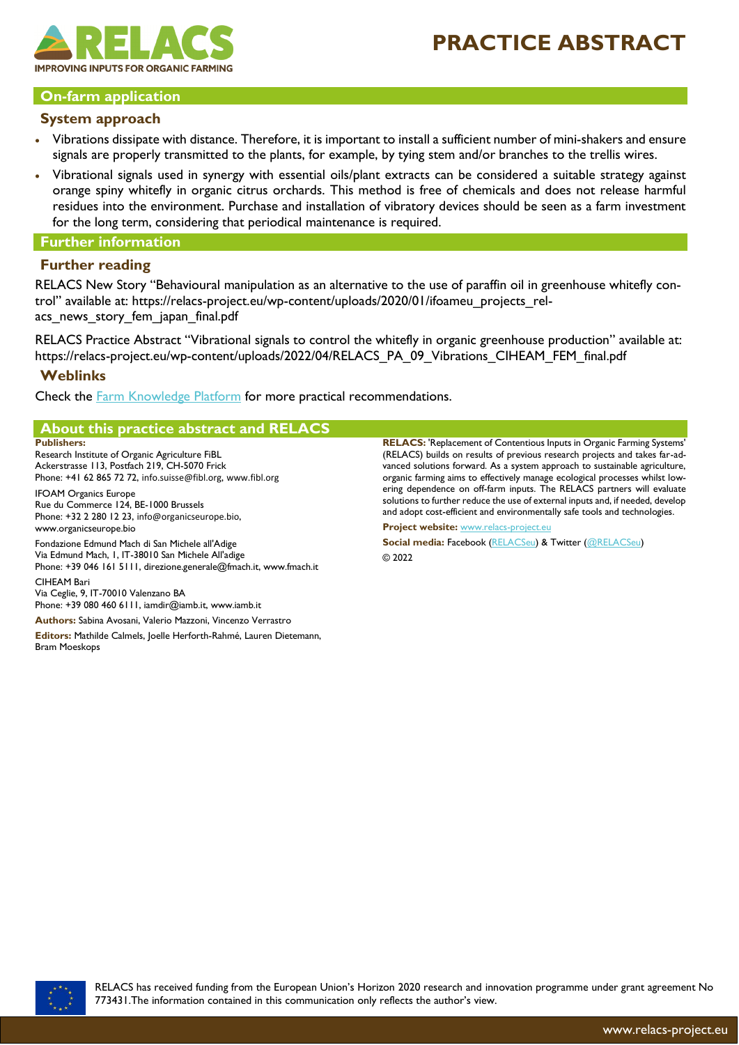# PRACTICE ABSTRACT

## On-farm application

### System approach

- Vibrations dissipate with distance. Therefore, it is important to install a sufficient number of mini-shakers and ensure signals are properly transmitted to the plants, for example, by tying stem and/or branches to the trellis wires.
- Vibrational signals used in synergy with essential oils/plant extracts can be considered a suitable strategy against orange spiny whitefly in organic citrus orchards. This method is free of chemicals and does not release harmful residues into the environment. Purchase and installation of vibratory devices should be seen as a farm investment for the long term, considering that periodical maintenance is required.

## Further information

### Further reading

RELACS New Story "Behavioural manipulation as an alternative to the use of paraffin oil in greenhouse whitefly control" available at: https://relacs-project.eu/wp-content/uploads/2020/01/ifoameu_projects_relacs_news_story_fem_japan_final.pdf

RELACS Practice Abstract "Vibrational signals to control the whitefly in organic greenhouse production" available at: https://relacs-project.eu/wp-content/uploads/2022/04/RELACS_PA_09_Vibrations_CIHEAM_FEM_final.pdf

### Weblinks

Check the Farm Knowledge Platform for more practical recommendations.

## About this practice abstract and RELACS

**Publishers:**
Research Institute of Organic Agriculture FiBL
Ackerstrasse 113, Postfach 219, CH-5070 Frick
Phone: +41 62 865 72 72, info.suisse@fibl.org, www.fibl.org

IFOAM Organics Europe
Rue du Commerce 124, BE-1000 Brussels
Phone: +32 2 280 12 23, info@organicseurope.bio, www.organicseurope.bio

Fondazione Edmund Mach di San Michele all'Adige
Via Edmund Mach, 1, IT-38010 San Michele All'adige
Phone: +39 046 161 5111, direzione.generale@fmach.it, www.fmach.it

CIHEAM Bari
Via Ceglie, 9, IT-70010 Valenzano BA
Phone: +39 080 460 6111, iamdir@iamb.it, www.iamb.it

**Authors:** Sabina Avosani, Valerio Mazzoni, Vincenzo Verrastro

**Editors:** Mathilde Calmels, Joelle Herforth-Rahmé, Lauren Dietemann, Bram Moeskops

**RELACS:** 'Replacement of Contentious Inputs in Organic Farming Systems' (RELACS) builds on results of previous research projects and takes far-advanced solutions forward. As a system approach to sustainable agriculture, organic farming aims to effectively manage ecological processes whilst lowering dependence on off-farm inputs. The RELACS partners will evaluate solutions to further reduce the use of external inputs and, if needed, develop and adopt cost-efficient and environmentally safe tools and technologies.

**Project website:** www.relacs-project.eu

**Social media:** Facebook (RELACSeu) & Twitter (@RELACSeu)

© 2022

RELACS has received funding from the European Union's Horizon 2020 research and innovation programme under grant agreement No 773431.The information contained in this communication only reflects the author's view.